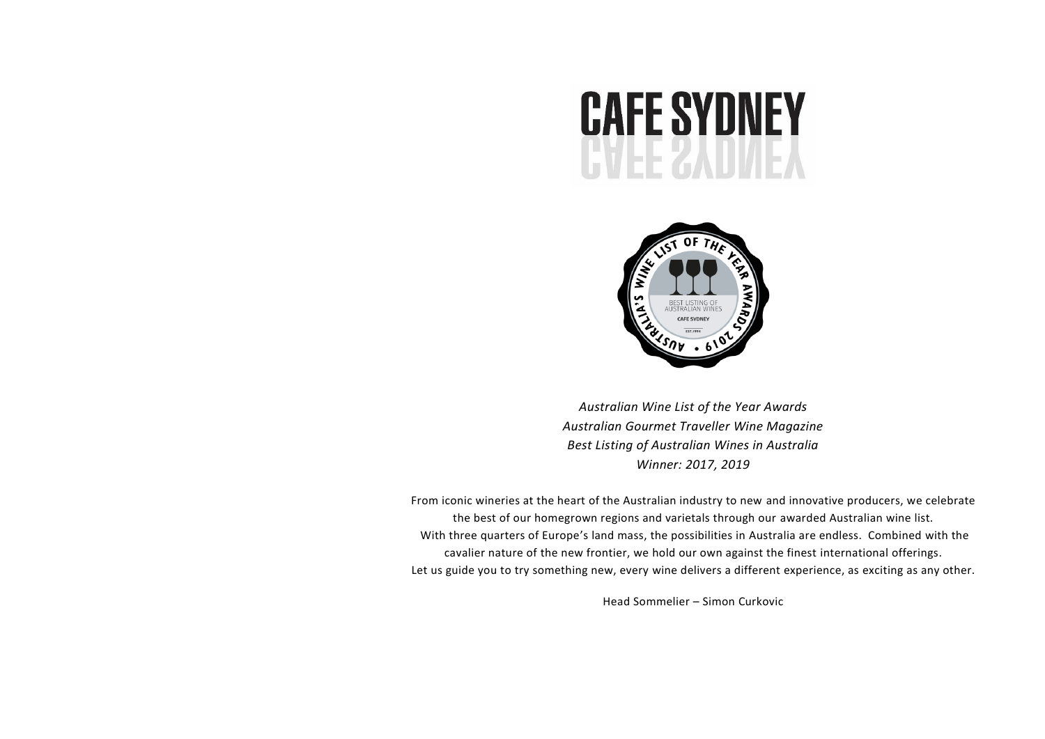# CAFE SYDNEY

*Australian Wine List of the Year Awards*
*Australian Gourmet Traveller Wine Magazine*
*Best Listing of Australian Wines in Australia*
*Winner: 2017, 2019*

From iconic wineries at the heart of the Australian industry to new and innovative producers, we celebrate the best of our homegrown regions and varietals through our awarded Australian wine list.
With three quarters of Europe's land mass, the possibilities in Australia are endless. Combined with the cavalier nature of the new frontier, we hold our own against the finest international offerings.
Let us guide you to try something new, every wine delivers a different experience, as exciting as any other.

Head Sommelier – Simon Curkovic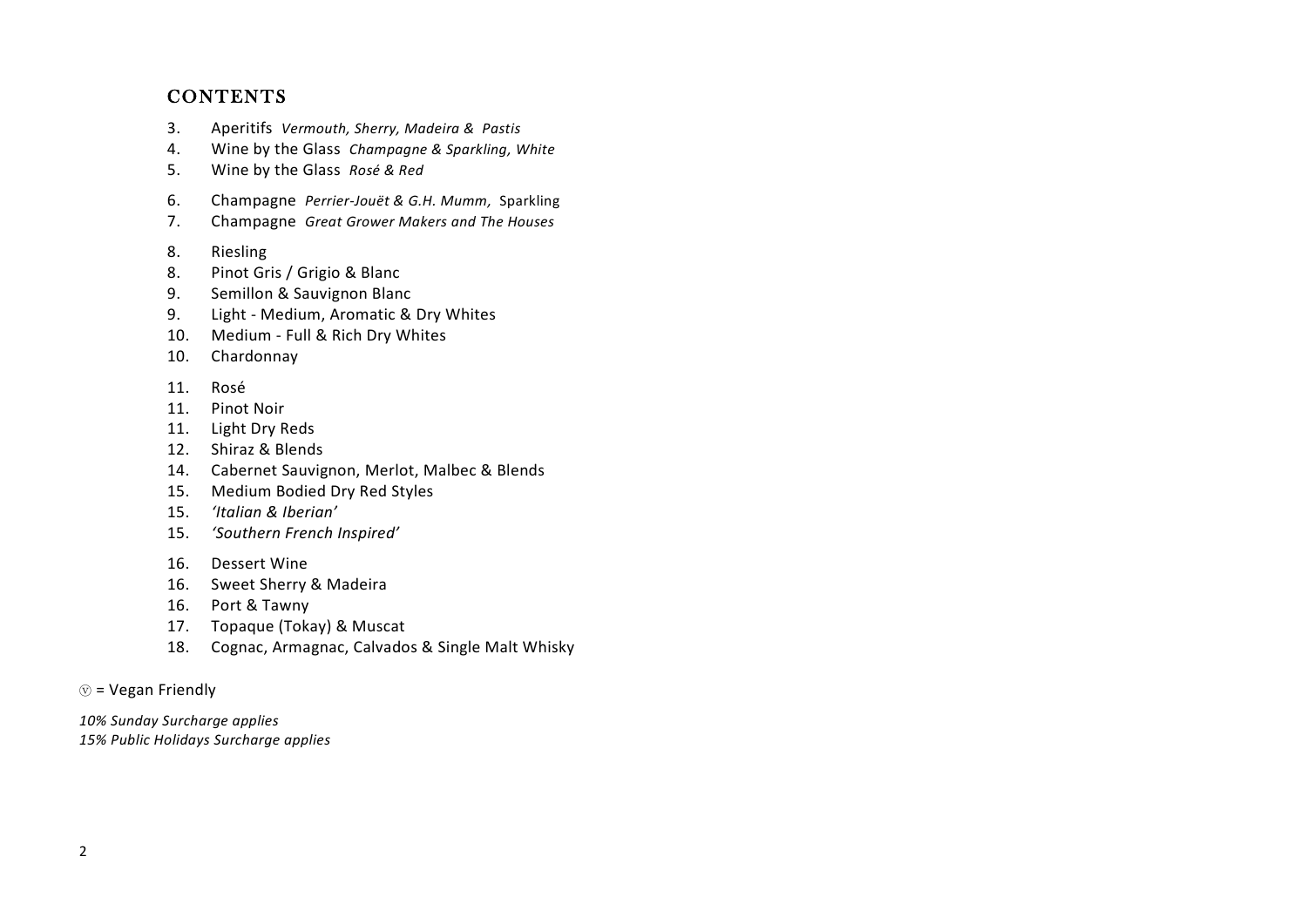# CONTENTS

3. Aperitifs *Vermouth, Sherry, Madeira & Pastis*
4. Wine by the Glass *Champagne & Sparkling, White*
5. Wine by the Glass *Rosé & Red*

6. Champagne *Perrier-Jouët & G.H. Mumm,* Sparkling
7. Champagne *Great Grower Makers and The Houses*

8. Riesling
8. Pinot Gris / Grigio & Blanc
9. Semillon & Sauvignon Blanc
9. Light - Medium, Aromatic & Dry Whites
10. Medium - Full & Rich Dry Whites
10. Chardonnay

11. Rosé
11. Pinot Noir
11. Light Dry Reds
12. Shiraz & Blends
14. Cabernet Sauvignon, Merlot, Malbec & Blends
15. Medium Bodied Dry Red Styles
15. *'Italian & Iberian'*
15. *'Southern French Inspired'*

16. Dessert Wine
16. Sweet Sherry & Madeira
16. Port & Tawny
17. Topaque (Tokay) & Muscat
18. Cognac, Armagnac, Calvados & Single Malt Whisky

ⓥ = Vegan Friendly

*10% Sunday Surcharge applies*
*15% Public Holidays Surcharge applies*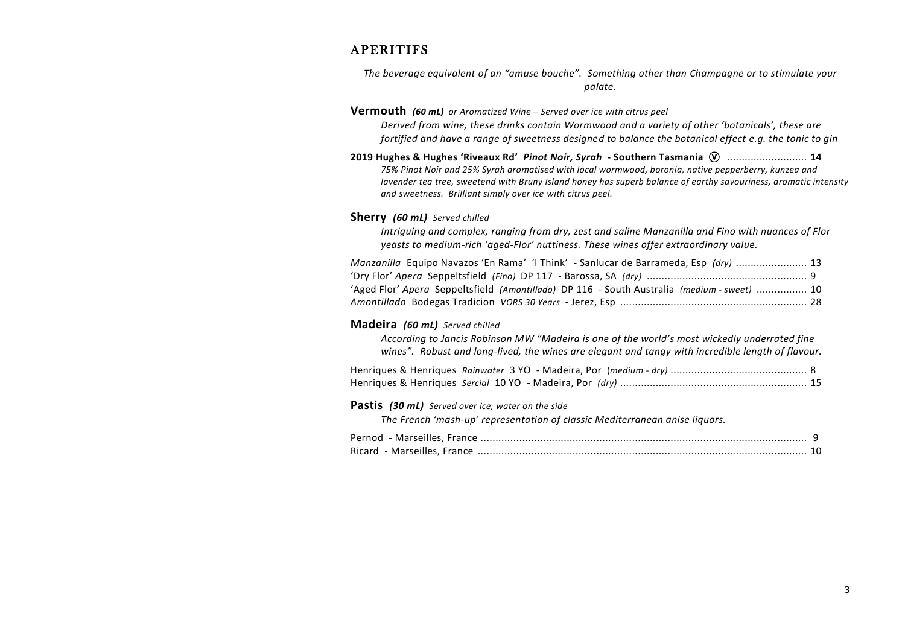## APERITIFS

*The beverage equivalent of an "amuse bouche". Something other than Champagne or to stimulate your palate.*

### **Vermouth** *(60 mL) or Aromatized Wine – Served over ice with citrus peel*

*Derived from wine, these drinks contain Wormwood and a variety of other 'botanicals', these are fortified and have a range of sweetness designed to balance the botanical effect e.g. the tonic to gin*

**2019 Hughes & Hughes 'Riveaux Rd'** ***Pinot Noir, Syrah*** **- Southern Tasmania** Ⓥ .......................... **14**

*75% Pinot Noir and 25% Syrah aromatised with local wormwood, boronia, native pepperberry, kunzea and lavender tea tree, sweetend with Bruny Island honey has superb balance of earthy savouriness, aromatic intensity and sweetness. Brilliant simply over ice with citrus peel.*

### **Sherry** *(60 mL) Served chilled*

*Intriguing and complex, ranging from dry, zest and saline Manzanilla and Fino with nuances of Flor yeasts to medium-rich 'aged-Flor' nuttiness. These wines offer extraordinary value.*

*Manzanilla* Equipo Navazos 'En Rama' 'I Think' - Sanlucar de Barrameda, Esp *(dry)* ........................ 13
'Dry Flor' *Apera* Seppeltsfield *(Fino)* DP 117 - Barossa, SA *(dry)* ..................................................... 9
'Aged Flor' *Apera* Seppeltsfield *(Amontillado)* DP 116 - South Australia *(medium - sweet)* ................. 10
*Amontillado* Bodegas Tradicion *VORS 30 Years* - Jerez, Esp .............................................................. 28

### **Madeira** *(60 mL) Served chilled*

*According to Jancis Robinson MW "Madeira is one of the world's most wickedly underrated fine wines". Robust and long-lived, the wines are elegant and tangy with incredible length of flavour.*

Henriques & Henriques *Rainwater* 3 YO - Madeira, Por *(medium - dry)* ............................................. 8
Henriques & Henriques *Sercial* 10 YO - Madeira, Por *(dry)* .............................................................. 15

### **Pastis** *(30 mL) Served over ice, water on the side*

*The French 'mash-up' representation of classic Mediterranean anise liquors.*

Pernod - Marseilles, France ............................................................................................................ 9
Ricard - Marseilles, France ............................................................................................................. 10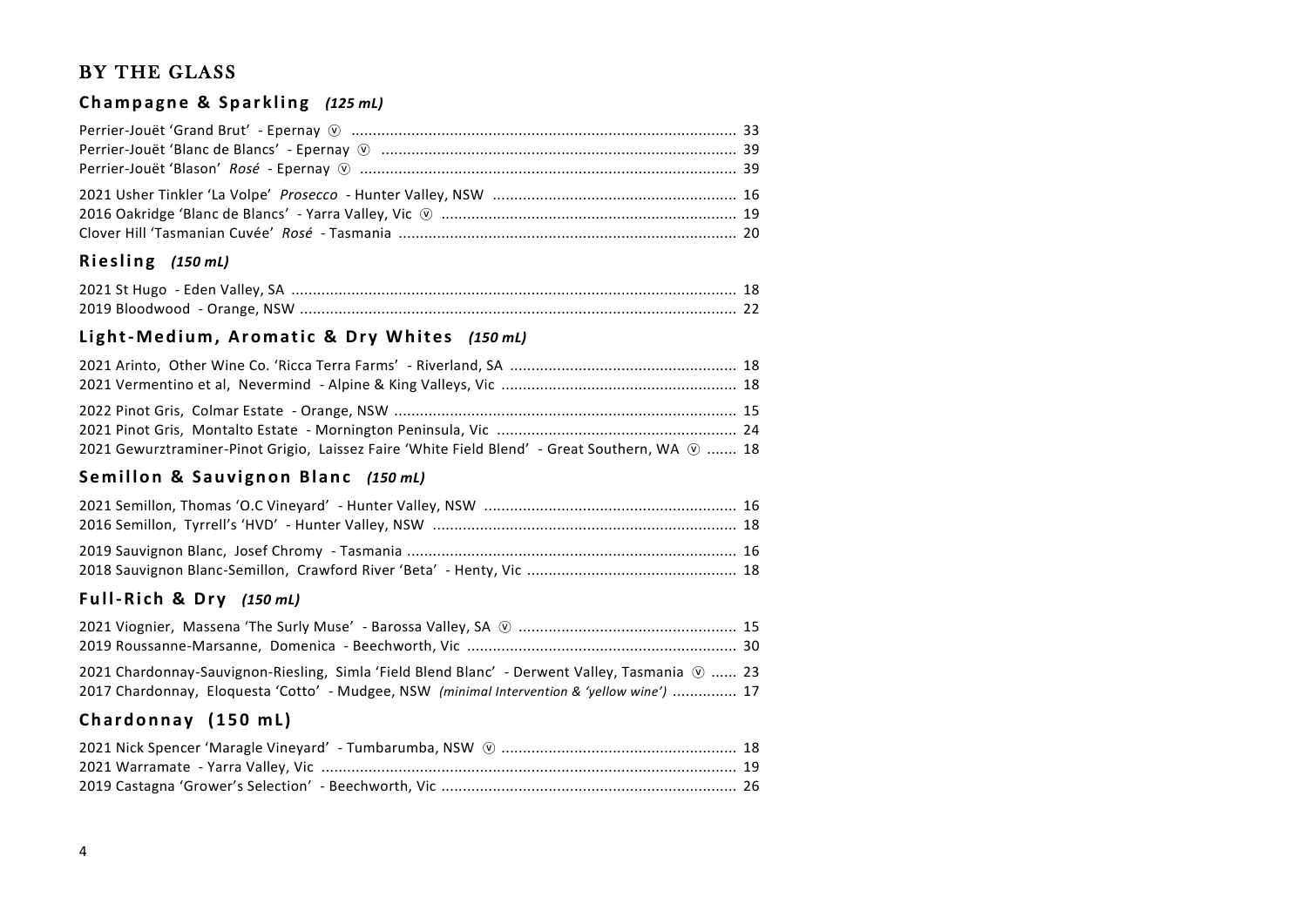# BY THE GLASS

## Champagne & Sparkling *(125 mL)*

Perrier-Jouët 'Grand Brut' - Epernay ⓥ ........ 33
Perrier-Jouët 'Blanc de Blancs' - Epernay ⓥ ........ 39
Perrier-Jouët 'Blason' *Rosé* - Epernay ⓥ ........ 39

2021 Usher Tinkler 'La Volpe' *Prosecco* - Hunter Valley, NSW ........ 16
2016 Oakridge 'Blanc de Blancs' - Yarra Valley, Vic ⓥ ........ 19
Clover Hill 'Tasmanian Cuvée' *Rosé* - Tasmania ........ 20

## Riesling *(150 mL)*

2021 St Hugo - Eden Valley, SA ........ 18
2019 Bloodwood - Orange, NSW ........ 22

## Light-Medium, Aromatic & Dry Whites *(150 mL)*

2021 Arinto, Other Wine Co. 'Ricca Terra Farms' - Riverland, SA ........ 18
2021 Vermentino et al, Nevermind - Alpine & King Valleys, Vic ........ 18

2022 Pinot Gris, Colmar Estate - Orange, NSW ........ 15
2021 Pinot Gris, Montalto Estate - Mornington Peninsula, Vic ........ 24
2021 Gewurztraminer-Pinot Grigio, Laissez Faire 'White Field Blend' - Great Southern, WA ⓥ ........ 18

## Semillon & Sauvignon Blanc *(150 mL)*

2021 Semillon, Thomas 'O.C Vineyard' - Hunter Valley, NSW ........ 16
2016 Semillon, Tyrrell's 'HVD' - Hunter Valley, NSW ........ 18

2019 Sauvignon Blanc, Josef Chromy - Tasmania ........ 16
2018 Sauvignon Blanc-Semillon, Crawford River 'Beta' - Henty, Vic ........ 18

## Full-Rich & Dry *(150 mL)*

2021 Viognier, Massena 'The Surly Muse' - Barossa Valley, SA ⓥ ........ 15
2019 Roussanne-Marsanne, Domenica - Beechworth, Vic ........ 30

2021 Chardonnay-Sauvignon-Riesling, Simla 'Field Blend Blanc' - Derwent Valley, Tasmania ⓥ ........ 23
2017 Chardonnay, Eloquesta 'Cotto' - Mudgee, NSW *(minimal Intervention & 'yellow wine')* ........ 17

## Chardonnay (150 mL)

2021 Nick Spencer 'Maragle Vineyard' - Tumbarumba, NSW ⓥ ........ 18
2021 Warramate - Yarra Valley, Vic ........ 19
2019 Castagna 'Grower's Selection' - Beechworth, Vic ........ 26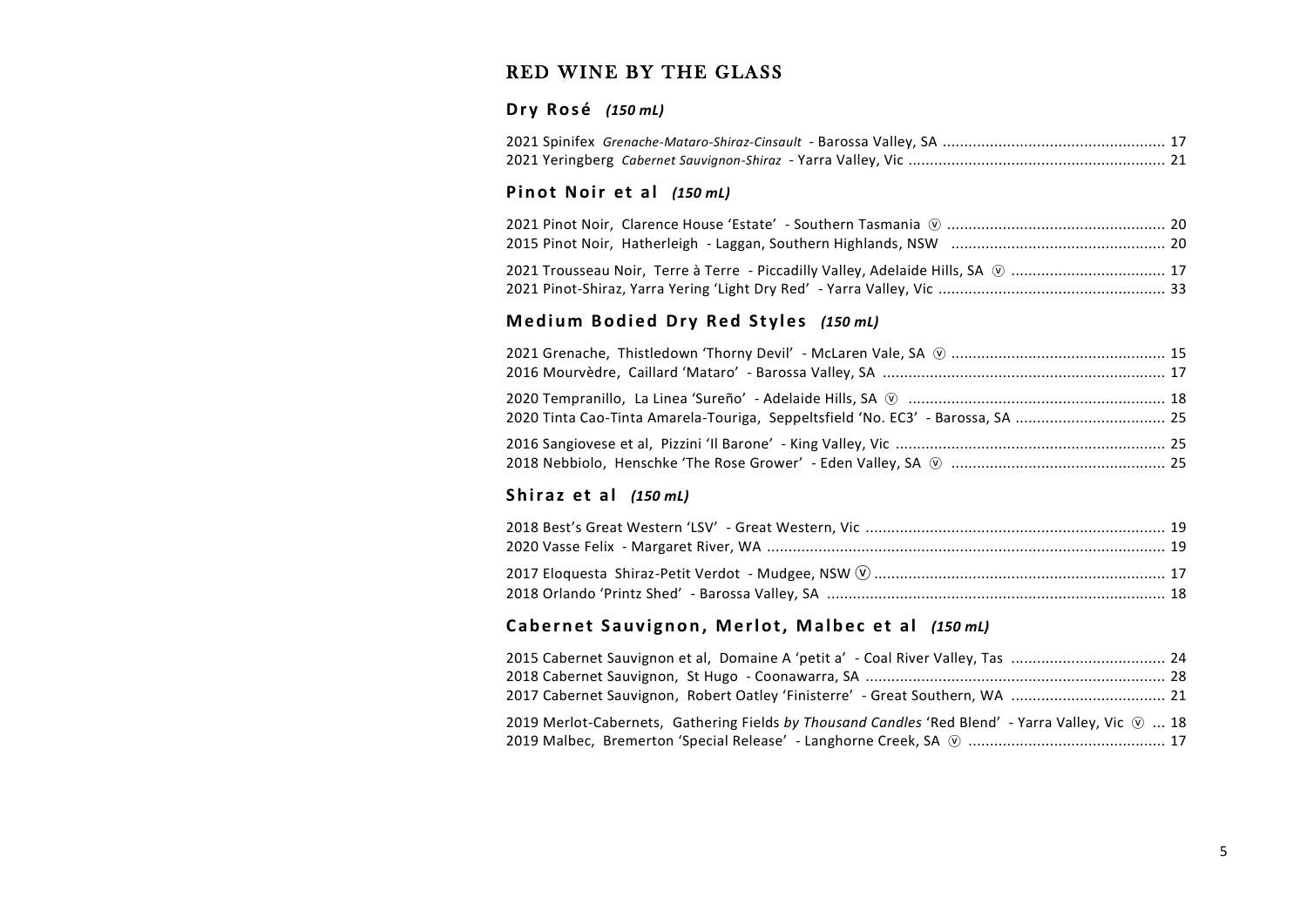# RED WINE BY THE GLASS

## **Dry Rosé** *(150 mL)*

2021 Spinifex *Grenache-Mataro-Shiraz-Cinsault* - Barossa Valley, SA .................................................... 17
2021 Yeringberg *Cabernet Sauvignon-Shiraz* - Yarra Valley, Vic ........................................................... 21

## **Pinot Noir et al** *(150 mL)*

2021 Pinot Noir, Clarence House 'Estate' - Southern Tasmania ⓥ .................................................. 20
2015 Pinot Noir, Hatherleigh - Laggan, Southern Highlands, NSW ................................................. 20

2021 Trousseau Noir, Terre à Terre - Piccadilly Valley, Adelaide Hills, SA ⓥ .................................... 17
2021 Pinot-Shiraz, Yarra Yering 'Light Dry Red' - Yarra Valley, Vic .................................................... 33

## **Medium Bodied Dry Red Styles** *(150 mL)*

2021 Grenache, Thistledown 'Thorny Devil' - McLaren Vale, SA ⓥ ................................................. 15
2016 Mourvèdre, Caillard 'Mataro' - Barossa Valley, SA ................................................................. 17

2020 Tempranillo, La Linea 'Sureño' - Adelaide Hills, SA ⓥ ........................................................... 18
2020 Tinta Cao-Tinta Amarela-Touriga, Seppeltsfield 'No. EC3' - Barossa, SA .................................. 25

2016 Sangiovese et al, Pizzini 'Il Barone' - King Valley, Vic .............................................................. 25
2018 Nebbiolo, Henschke 'The Rose Grower' - Eden Valley, SA ⓥ ................................................. 25

## **Shiraz et al** *(150 mL)*

2018 Best's Great Western 'LSV' - Great Western, Vic ..................................................................... 19
2020 Vasse Felix - Margaret River, WA ............................................................................................ 19

2017 Eloquesta Shiraz-Petit Verdot - Mudgee, NSW ⓥ ................................................................... 17
2018 Orlando 'Printz Shed' - Barossa Valley, SA .............................................................................. 18

## **Cabernet Sauvignon, Merlot, Malbec et al** *(150 mL)*

2015 Cabernet Sauvignon et al, Domaine A 'petit a' - Coal River Valley, Tas .................................... 24
2018 Cabernet Sauvignon, St Hugo - Coonawarra, SA ..................................................................... 28
2017 Cabernet Sauvignon, Robert Oatley 'Finisterre' - Great Southern, WA .................................... 21

2019 Merlot-Cabernets, Gathering Fields *by Thousand Candles* 'Red Blend' - Yarra Valley, Vic ⓥ ... 18
2019 Malbec, Bremerton 'Special Release' - Langhorne Creek, SA ⓥ .............................................. 17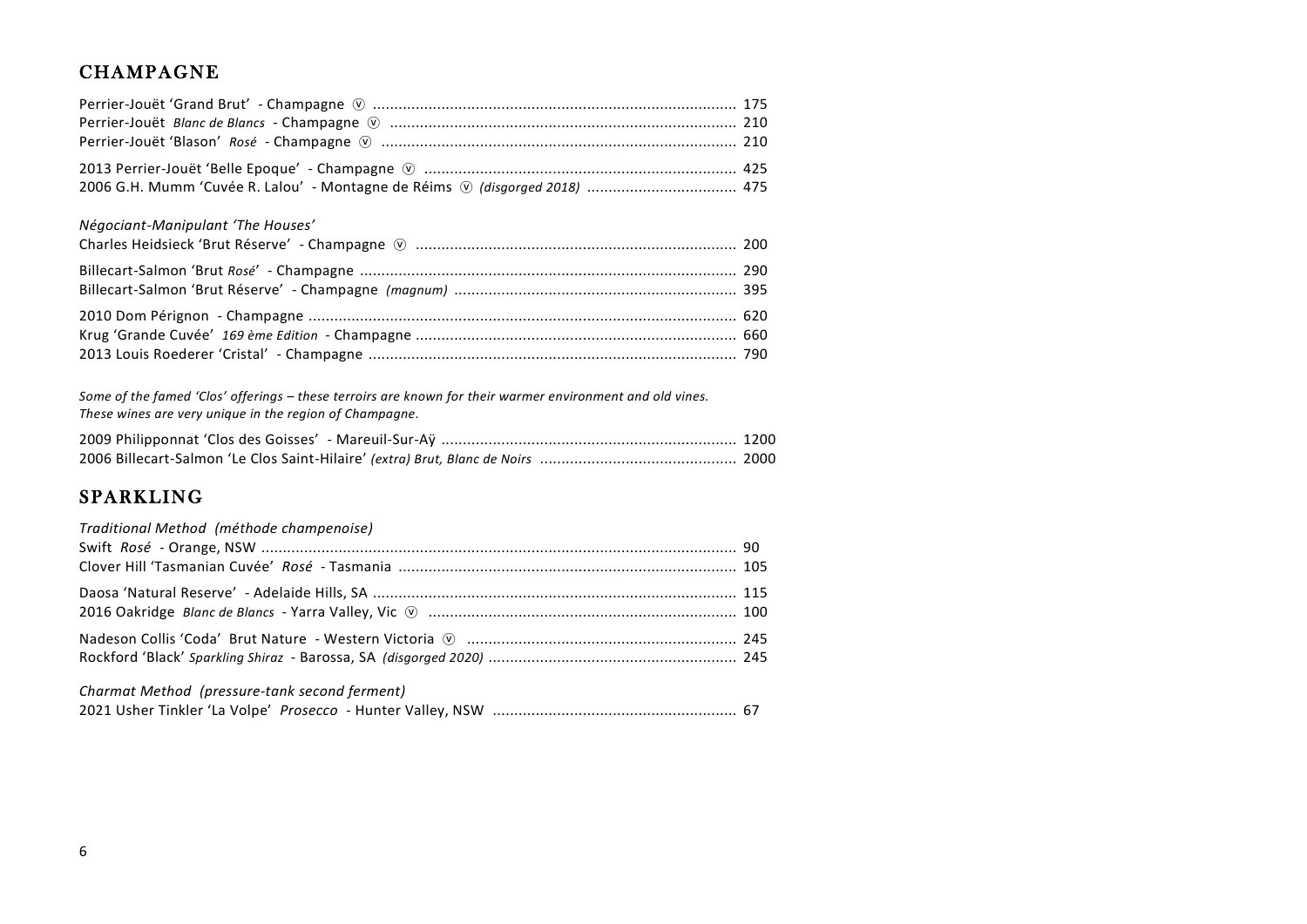## CHAMPAGNE

Perrier-Jouët 'Grand Brut' - Champagne ⓥ .................................................................................... 175
Perrier-Jouët *Blanc de Blancs* - Champagne ⓥ ................................................................................ 210
Perrier-Jouët 'Blason' *Rosé* - Champagne ⓥ .................................................................................. 210

2013 Perrier-Jouët 'Belle Epoque' - Champagne ⓥ ......................................................................... 425
2006 G.H. Mumm 'Cuvée R. Lalou' - Montagne de Réims ⓥ *(disgorged 2018)* .................................. 475

*Négociant-Manipulant 'The Houses'*

Charles Heidsieck 'Brut Réserve' - Champagne ⓥ ........................................................................... 200

Billecart-Salmon 'Brut *Rosé*' - Champagne ........................................................................................ 290
Billecart-Salmon 'Brut Réserve' - Champagne *(magnum)* .................................................................. 395

2010 Dom Pérignon - Champagne ..................................................................................................... 620
Krug 'Grande Cuvée' *169 ème Edition* - Champagne ........................................................................... 660
2013 Louis Roederer 'Cristal' - Champagne ....................................................................................... 790

*Some of the famed 'Clos' offerings – these terroirs are known for their warmer environment and old vines. These wines are very unique in the region of Champagne.*

2009 Philipponnat 'Clos des Goisses' - Mareuil-Sur-Aÿ ..................................................................... 1200
2006 Billecart-Salmon 'Le Clos Saint-Hilaire' *(extra) Brut, Blanc de Noirs* .............................................. 2000

## SPARKLING

*Traditional Method (méthode champenoise)*

Swift *Rosé* - Orange, NSW .............................................................................................................. 90
Clover Hill 'Tasmanian Cuvée' *Rosé* - Tasmania ............................................................................... 105

Daosa 'Natural Reserve' - Adelaide Hills, SA ..................................................................................... 115
2016 Oakridge *Blanc de Blancs* - Yarra Valley, Vic ⓥ ........................................................................ 100

Nadeson Collis 'Coda' Brut Nature - Western Victoria ⓥ ................................................................. 245
Rockford 'Black' *Sparkling Shiraz* - Barossa, SA *(disgorged 2020)* .......................................................... 245

*Charmat Method (pressure-tank second ferment)*

2021 Usher Tinkler 'La Volpe' *Prosecco* - Hunter Valley, NSW ......................................................... 67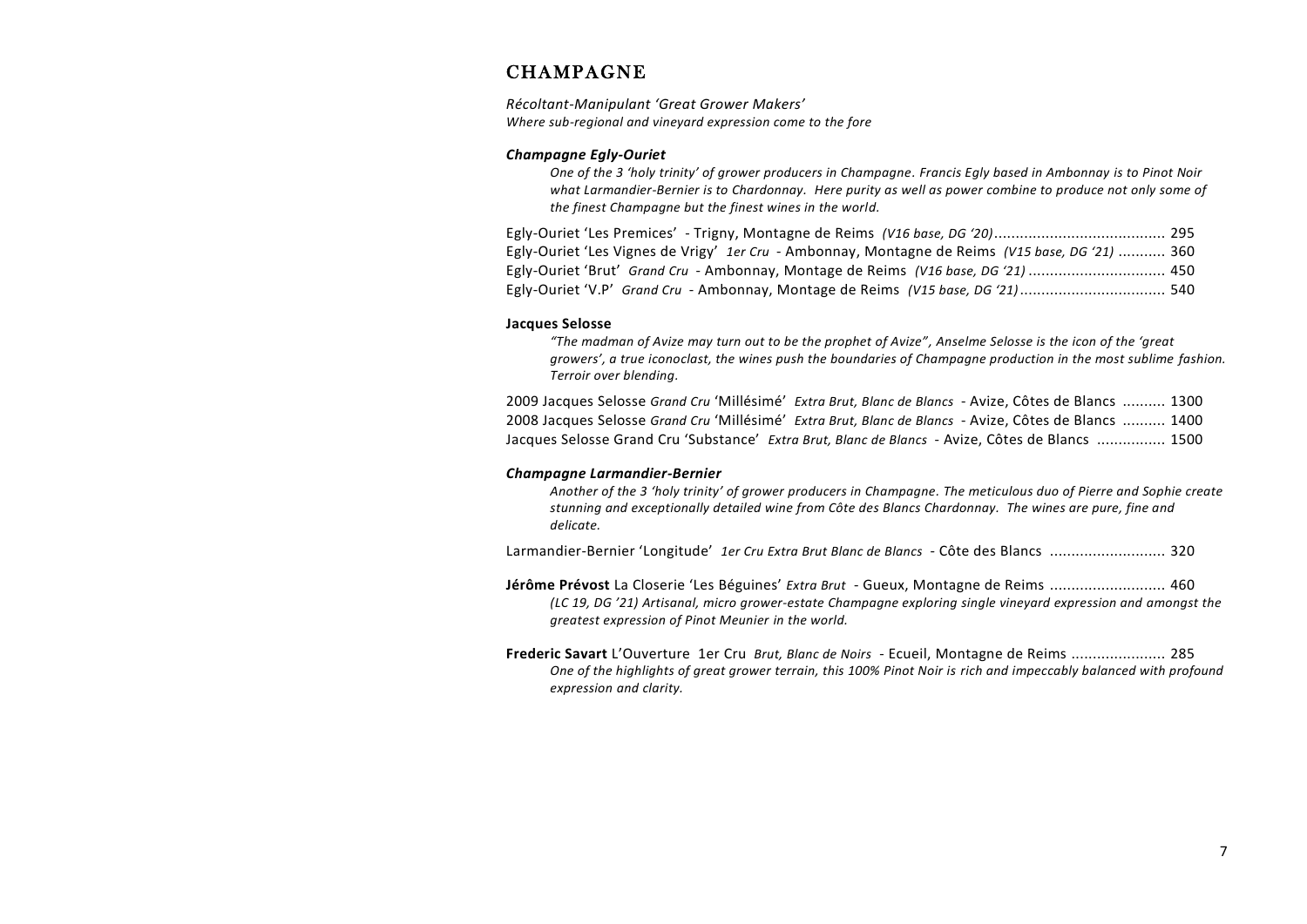# CHAMPAGNE

*Récoltant-Manipulant 'Great Grower Makers'*
*Where sub-regional and vineyard expression come to the fore*

### *Champagne Egly-Ouriet*

*One of the 3 'holy trinity' of grower producers in Champagne. Francis Egly based in Ambonnay is to Pinot Noir what Larmandier-Bernier is to Chardonnay. Here purity as well as power combine to produce not only some of the finest Champagne but the finest wines in the world.*

Egly-Ouriet 'Les Premices' - Trigny, Montagne de Reims *(V16 base, DG '20)* ........................................ 295
Egly-Ouriet 'Les Vignes de Vrigy' *1er Cru* - Ambonnay, Montagne de Reims *(V15 base, DG '21)* ........... 360
Egly-Ouriet 'Brut' *Grand Cru* - Ambonnay, Montage de Reims *(V16 base, DG '21)* ................................ 450
Egly-Ouriet 'V.P' *Grand Cru* - Ambonnay, Montage de Reims *(V15 base, DG '21)* .................................. 540

### Jacques Selosse

*"The madman of Avize may turn out to be the prophet of Avize", Anselme Selosse is the icon of the 'great growers', a true iconoclast, the wines push the boundaries of Champagne production in the most sublime fashion. Terroir over blending.*

2009 Jacques Selosse *Grand Cru* 'Millésimé' *Extra Brut, Blanc de Blancs* - Avize, Côtes de Blancs .......... 1300
2008 Jacques Selosse *Grand Cru* 'Millésimé' *Extra Brut, Blanc de Blancs* - Avize, Côtes de Blancs .......... 1400
Jacques Selosse Grand Cru 'Substance' *Extra Brut, Blanc de Blancs* - Avize, Côtes de Blancs ............... 1500

### *Champagne Larmandier-Bernier*

*Another of the 3 'holy trinity' of grower producers in Champagne. The meticulous duo of Pierre and Sophie create stunning and exceptionally detailed wine from Côte des Blancs Chardonnay. The wines are pure, fine and delicate.*

Larmandier-Bernier 'Longitude' *1er Cru Extra Brut Blanc de Blancs* - Côte des Blancs .......................... 320

**Jérôme Prévost** La Closerie 'Les Béguines' *Extra Brut* - Gueux, Montagne de Reims .......................... 460
*(LC 19, DG '21) Artisanal, micro grower-estate Champagne exploring single vineyard expression and amongst the greatest expression of Pinot Meunier in the world.*

**Frederic Savart** L'Ouverture 1er Cru *Brut, Blanc de Noirs* - Ecueil, Montagne de Reims ...................... 285
*One of the highlights of great grower terrain, this 100% Pinot Noir is rich and impeccably balanced with profound expression and clarity.*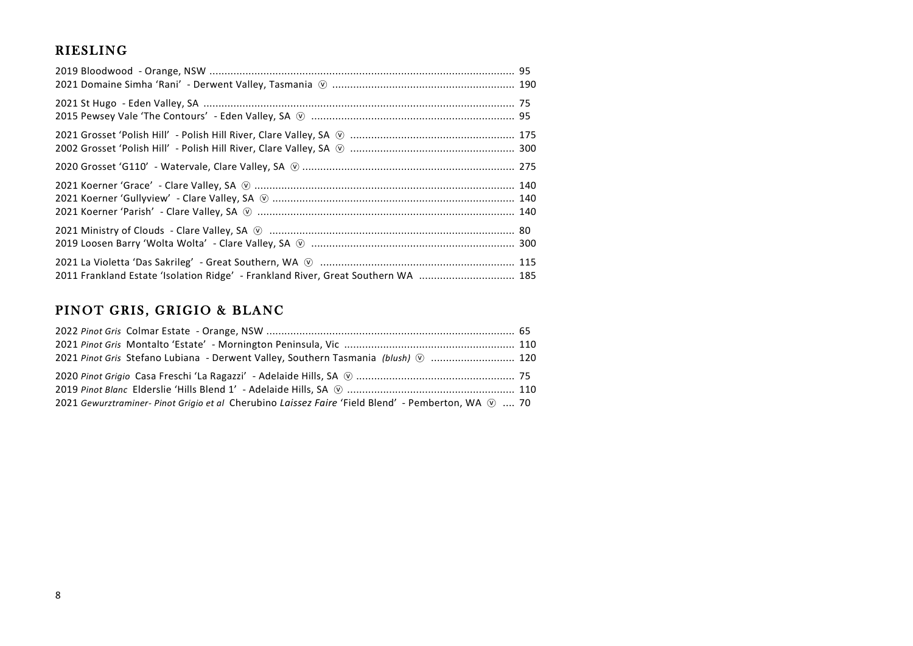## RIESLING

2019 Bloodwood - Orange, NSW ...................................................................................................... 95
2021 Domaine Simha 'Rani' - Derwent Valley, Tasmania ⓥ ............................................................ 190

2021 St Hugo - Eden Valley, SA ...................................................................................................... 75
2015 Pewsey Vale 'The Contours' - Eden Valley, SA ⓥ .................................................................... 95

2021 Grosset 'Polish Hill' - Polish Hill River, Clare Valley, SA ⓥ ....................................................... 175
2002 Grosset 'Polish Hill' - Polish Hill River, Clare Valley, SA ⓥ ....................................................... 300

2020 Grosset 'G110' - Watervale, Clare Valley, SA ⓥ ....................................................................... 275

2021 Koerner 'Grace' - Clare Valley, SA ⓥ ...................................................................................... 140
2021 Koerner 'Gullyview' - Clare Valley, SA ⓥ ................................................................................. 140
2021 Koerner 'Parish' - Clare Valley, SA ⓥ ...................................................................................... 140

2021 Ministry of Clouds - Clare Valley, SA ⓥ .................................................................................. 80
2019 Loosen Barry 'Wolta Wolta' - Clare Valley, SA ⓥ .................................................................... 300

2021 La Violetta 'Das Sakrileg' - Great Southern, WA ⓥ ................................................................. 115
2011 Frankland Estate 'Isolation Ridge' - Frankland River, Great Southern WA ................................ 185

## PINOT GRIS, GRIGIO & BLANC

2022 *Pinot Gris* Colmar Estate - Orange, NSW .................................................................................. 65
2021 *Pinot Gris* Montalto 'Estate' - Mornington Peninsula, Vic ......................................................... 110
2021 *Pinot Gris* Stefano Lubiana - Derwent Valley, Southern Tasmania *(blush)* ⓥ ........................... 120

2020 *Pinot Grigio* Casa Freschi 'La Ragazzi' - Adelaide Hills, SA ⓥ .................................................... 75
2019 *Pinot Blanc* Elderslie 'Hills Blend 1' - Adelaide Hills, SA ⓥ ........................................................ 110
2021 *Gewurztraminer- Pinot Grigio et al* Cherubino *Laissez Faire* 'Field Blend' - Pemberton, WA ⓥ .... 70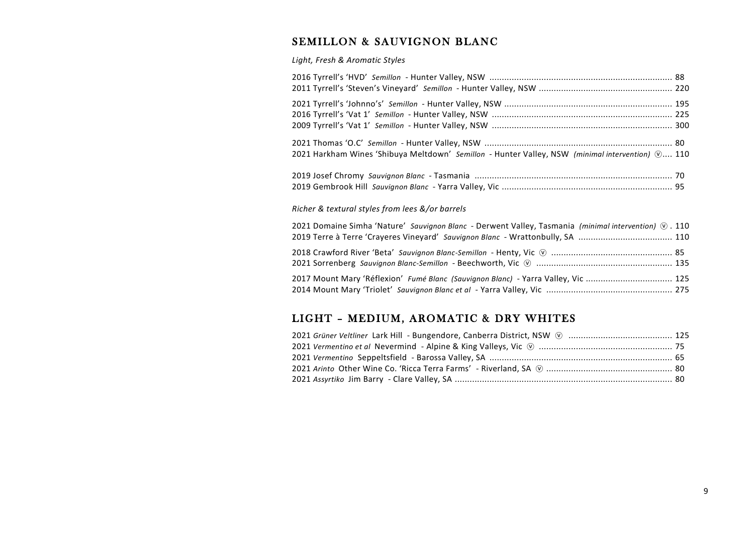## SEMILLON & SAUVIGNON BLANC

*Light, Fresh & Aromatic Styles*

2016 Tyrrell's 'HVD' *Semillon* - Hunter Valley, NSW ........................................................................ 88
2011 Tyrrell's 'Steven's Vineyard' *Semillon* - Hunter Valley, NSW ..................................................... 220

2021 Tyrrell's 'Johnno's' *Semillon* - Hunter Valley, NSW ................................................................... 195
2016 Tyrrell's 'Vat 1' *Semillon* - Hunter Valley, NSW ........................................................................ 225
2009 Tyrrell's 'Vat 1' *Semillon* - Hunter Valley, NSW ........................................................................ 300

2021 Thomas 'O.C' *Semillon* - Hunter Valley, NSW ........................................................................... 80
2021 Harkham Wines 'Shibuya Meltdown' *Semillon* - Hunter Valley, NSW *(minimal intervention)* ⓥ.... 110

2019 Josef Chromy *Sauvignon Blanc* - Tasmania ............................................................................... 70
2019 Gembrook Hill *Sauvignon Blanc* - Yarra Valley, Vic .................................................................... 95

*Richer & textural styles from lees &/or barrels*

2021 Domaine Simha 'Nature' *Sauvignon Blanc* - Derwent Valley, Tasmania *(minimal intervention)* ⓥ . 110
2019 Terre à Terre 'Crayeres Vineyard' *Sauvignon Blanc* - Wrattonbully, SA ...................................... 110

2018 Crawford River 'Beta' *Sauvignon Blanc-Semillon* - Henty, Vic ⓥ ................................................ 85
2021 Sorrenberg *Sauvignon Blanc-Semillon* - Beechworth, Vic ⓥ ...................................................... 135

2017 Mount Mary 'Réflexion' *Fumé Blanc (Sauvignon Blanc)* - Yarra Valley, Vic .................................. 125
2014 Mount Mary 'Triolet' *Sauvignon Blanc et al* - Yarra Valley, Vic .................................................. 275

## LIGHT – MEDIUM, AROMATIC & DRY WHITES

2021 *Grüner Veltliner* Lark Hill - Bungendore, Canberra District, NSW ⓥ ......................................... 125
2021 *Vermentino et al* Nevermind - Alpine & King Valleys, Vic ⓥ ..................................................... 75
2021 *Vermentino* Seppeltsfield - Barossa Valley, SA .......................................................................... 65
2021 *Arinto* Other Wine Co. 'Ricca Terra Farms' - Riverland, SA ⓥ .................................................. 80
2021 *Assyrtiko* Jim Barry - Clare Valley, SA ....................................................................................... 80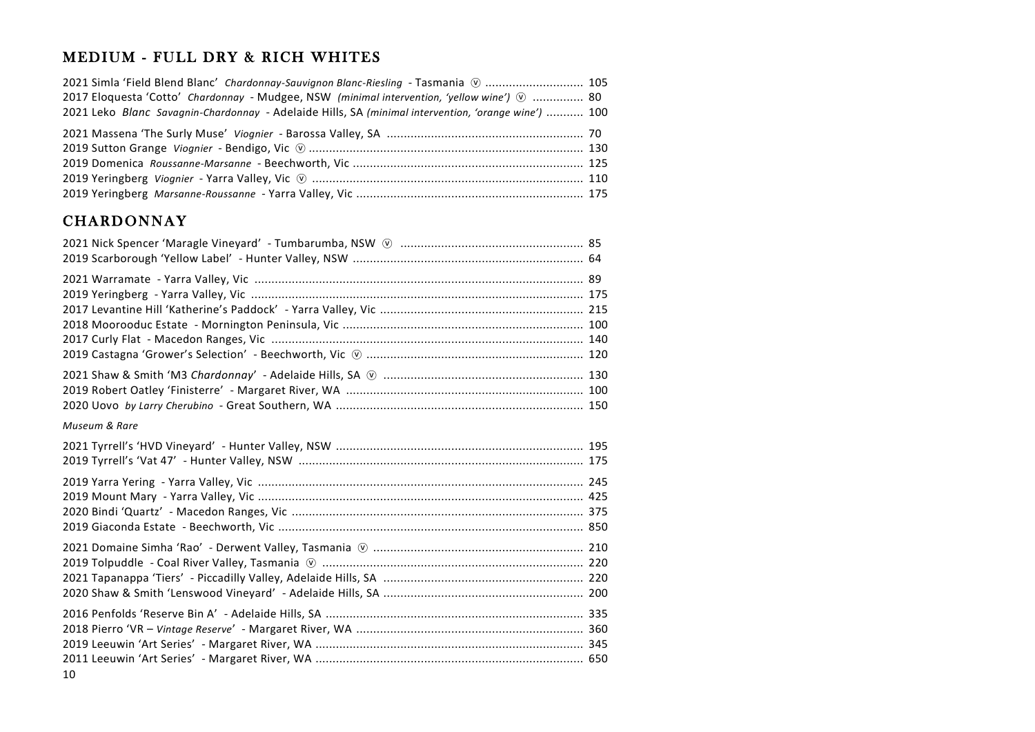## MEDIUM - FULL DRY & RICH WHITES

2021 Simla 'Field Blend Blanc' *Chardonnay-Sauvignon Blanc-Riesling* - Tasmania ⓥ ............................ 105
2017 Eloquesta 'Cotto' *Chardonnay* - Mudgee, NSW *(minimal intervention, 'yellow wine')* ⓥ .............. 80
2021 Leko *Blanc Savagnin-Chardonnay* - Adelaide Hills, SA *(minimal intervention, 'orange wine')* ........... 100

2021 Massena 'The Surly Muse' *Viognier* - Barossa Valley, SA ........................................................ 70
2019 Sutton Grange *Viognier* - Bendigo, Vic ⓥ ................................................................................ 130
2019 Domenica *Roussanne-Marsanne* - Beechworth, Vic .................................................................. 125
2019 Yeringberg *Viognier* - Yarra Valley, Vic ⓥ ................................................................................ 110
2019 Yeringberg *Marsanne-Roussanne* - Yarra Valley, Vic ................................................................. 175

## CHARDONNAY

2021 Nick Spencer 'Maragle Vineyard' - Tumbarumba, NSW ⓥ ...................................................... 85
2019 Scarborough 'Yellow Label' - Hunter Valley, NSW .................................................................... 64

2021 Warramate - Yarra Valley, Vic ................................................................................................ 89
2019 Yeringberg - Yarra Valley, Vic .................................................................................................. 175
2017 Levantine Hill 'Katherine's Paddock' - Yarra Valley, Vic ........................................................... 215
2018 Moorooduc Estate - Mornington Peninsula, Vic ....................................................................... 100
2017 Curly Flat - Macedon Ranges, Vic ........................................................................................... 140
2019 Castagna 'Grower's Selection' - Beechworth, Vic ⓥ ................................................................ 120

2021 Shaw & Smith 'M3 *Chardonnay*' - Adelaide Hills, SA ⓥ ........................................................... 130
2019 Robert Oatley 'Finisterre' - Margaret River, WA ...................................................................... 100
2020 Uovo *by Larry Cherubino* - Great Southern, WA ....................................................................... 150

*Museum & Rare*

2021 Tyrrell's 'HVD Vineyard' - Hunter Valley, NSW ......................................................................... 195
2019 Tyrrell's 'Vat 47' - Hunter Valley, NSW .................................................................................... 175

2019 Yarra Yering - Yarra Valley, Vic ............................................................................................... 245
2019 Mount Mary - Yarra Valley, Vic ............................................................................................... 425
2020 Bindi 'Quartz' - Macedon Ranges, Vic ..................................................................................... 375
2019 Giaconda Estate - Beechworth, Vic .......................................................................................... 850

2021 Domaine Simha 'Rao' - Derwent Valley, Tasmania ⓥ .............................................................. 210
2019 Tolpuddle - Coal River Valley, Tasmania ⓥ ............................................................................. 220
2021 Tapanappa 'Tiers' - Piccadilly Valley, Adelaide Hills, SA ........................................................... 220
2020 Shaw & Smith 'Lenswood Vineyard' - Adelaide Hills, SA ........................................................... 200

2016 Penfolds 'Reserve Bin A' - Adelaide Hills, SA ............................................................................ 335
2018 Pierro 'VR – *Vintage Reserve*' - Margaret River, WA ................................................................... 360
2019 Leeuwin 'Art Series' - Margaret River, WA ............................................................................... 345
2011 Leeuwin 'Art Series' - Margaret River, WA ............................................................................... 650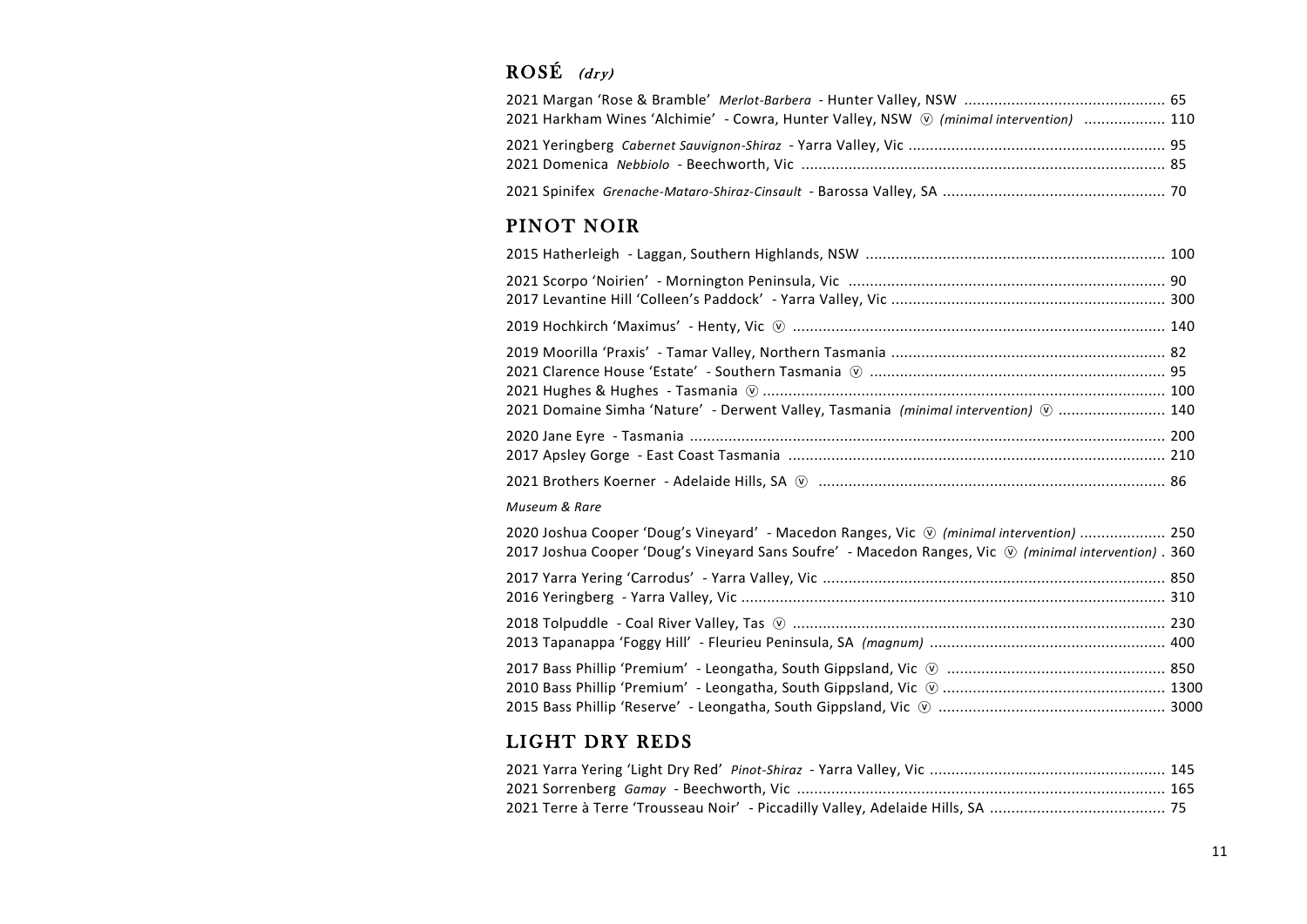## ROSÉ *(dry)*

2021 Margan 'Rose & Bramble' *Merlot-Barbera* - Hunter Valley, NSW .............................................. 65
2021 Harkham Wines 'Alchimie' - Cowra, Hunter Valley, NSW ⓥ *(minimal intervention)* .................. 110

2021 Yeringberg *Cabernet Sauvignon-Shiraz* - Yarra Valley, Vic ........................................................... 95
2021 Domenica *Nebbiolo* - Beechworth, Vic .................................................................................... 85

2021 Spinifex *Grenache-Mataro-Shiraz-Cinsault* - Barossa Valley, SA ................................................... 70

## PINOT NOIR

2015 Hatherleigh - Laggan, Southern Highlands, NSW ..................................................................... 100

2021 Scorpo 'Noirien' - Mornington Peninsula, Vic .......................................................................... 90
2017 Levantine Hill 'Colleen's Paddock' - Yarra Valley, Vic ............................................................... 300

2019 Hochkirch 'Maximus' - Henty, Vic ⓥ ...................................................................................... 140

2019 Moorilla 'Praxis' - Tamar Valley, Northern Tasmania ............................................................... 82
2021 Clarence House 'Estate' - Southern Tasmania ⓥ .................................................................... 95
2021 Hughes & Hughes - Tasmania ⓥ ............................................................................................. 100
2021 Domaine Simha 'Nature' - Derwent Valley, Tasmania *(minimal intervention)* ⓥ ........................ 140

2020 Jane Eyre - Tasmania .............................................................................................................. 200
2017 Apsley Gorge - East Coast Tasmania ....................................................................................... 210

2021 Brothers Koerner - Adelaide Hills, SA ⓥ ................................................................................ 86

*Museum & Rare*

2020 Joshua Cooper 'Doug's Vineyard' - Macedon Ranges, Vic ⓥ *(minimal intervention)* .................... 250
2017 Joshua Cooper 'Doug's Vineyard Sans Soufre' - Macedon Ranges, Vic ⓥ *(minimal intervention)* . 360

2017 Yarra Yering 'Carrodus' - Yarra Valley, Vic ............................................................................... 850
2016 Yeringberg - Yarra Valley, Vic .................................................................................................. 310

2018 Tolpuddle - Coal River Valley, Tas ⓥ ...................................................................................... 230
2013 Tapanappa 'Foggy Hill' - Fleurieu Peninsula, SA *(magnum)* ....................................................... 400

2017 Bass Phillip 'Premium' - Leongatha, South Gippsland, Vic ⓥ .................................................. 850
2010 Bass Phillip 'Premium' - Leongatha, South Gippsland, Vic ⓥ .................................................... 1300
2015 Bass Phillip 'Reserve' - Leongatha, South Gippsland, Vic ⓥ ..................................................... 3000

## LIGHT DRY REDS

2021 Yarra Yering 'Light Dry Red' *Pinot-Shiraz* - Yarra Valley, Vic ....................................................... 145
2021 Sorrenberg *Gamay* - Beechworth, Vic ..................................................................................... 165
2021 Terre à Terre 'Trousseau Noir' - Piccadilly Valley, Adelaide Hills, SA ......................................... 75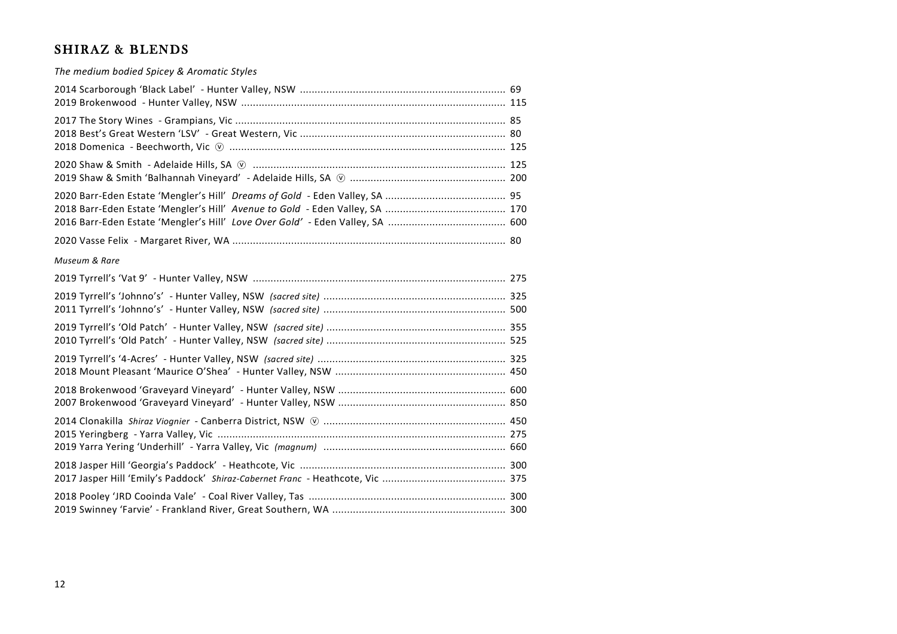## SHIRAZ & BLENDS

*The medium bodied Spicey & Aromatic Styles*

2014 Scarborough 'Black Label' - Hunter Valley, NSW ..................... 69
2019 Brokenwood - Hunter Valley, NSW ..................... 115

2017 The Story Wines - Grampians, Vic ..................... 85
2018 Best's Great Western 'LSV' - Great Western, Vic ..................... 80
2018 Domenica - Beechworth, Vic ⓥ ..................... 125

2020 Shaw & Smith - Adelaide Hills, SA ⓥ ..................... 125
2019 Shaw & Smith 'Balhannah Vineyard' - Adelaide Hills, SA ⓥ ..................... 200

2020 Barr-Eden Estate 'Mengler's Hill' *Dreams of Gold* - Eden Valley, SA ..................... 95
2018 Barr-Eden Estate 'Mengler's Hill' *Avenue to Gold* - Eden Valley, SA ..................... 170
2016 Barr-Eden Estate 'Mengler's Hill' *Love Over Gold'* - Eden Valley, SA ..................... 600

2020 Vasse Felix - Margaret River, WA ..................... 80

*Museum & Rare*

2019 Tyrrell's 'Vat 9' - Hunter Valley, NSW ..................... 275

2019 Tyrrell's 'Johnno's' - Hunter Valley, NSW *(sacred site)* ..................... 325
2011 Tyrrell's 'Johnno's' - Hunter Valley, NSW *(sacred site)* ..................... 500

2019 Tyrrell's 'Old Patch' - Hunter Valley, NSW *(sacred site)* ..................... 355
2010 Tyrrell's 'Old Patch' - Hunter Valley, NSW *(sacred site)* ..................... 525

2019 Tyrrell's '4-Acres' - Hunter Valley, NSW *(sacred site)* ..................... 325
2018 Mount Pleasant 'Maurice O'Shea' - Hunter Valley, NSW ..................... 450

2018 Brokenwood 'Graveyard Vineyard' - Hunter Valley, NSW ..................... 600
2007 Brokenwood 'Graveyard Vineyard' - Hunter Valley, NSW ..................... 850

2014 Clonakilla *Shiraz Viognier* - Canberra District, NSW ⓥ ..................... 450
2015 Yeringberg - Yarra Valley, Vic ..................... 275
2019 Yarra Yering 'Underhill' - Yarra Valley, Vic *(magnum)* ..................... 660

2018 Jasper Hill 'Georgia's Paddock' - Heathcote, Vic ..................... 300
2017 Jasper Hill 'Emily's Paddock' *Shiraz-Cabernet Franc* - Heathcote, Vic ..................... 375

2018 Pooley 'JRD Cooinda Vale' - Coal River Valley, Tas ..................... 300
2019 Swinney 'Farvie' - Frankland River, Great Southern, WA ..................... 300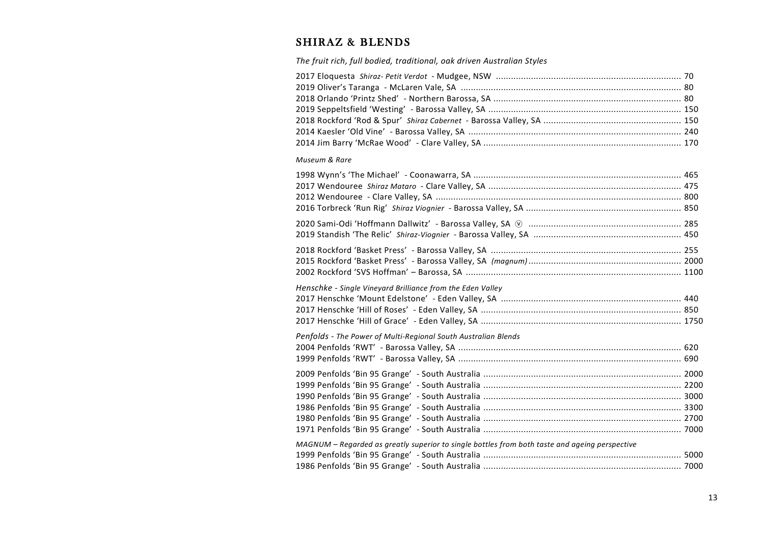## SHIRAZ & BLENDS

*The fruit rich, full bodied, traditional, oak driven Australian Styles*

2017 Eloquesta *Shiraz- Petit Verdot* - Mudgee, NSW ......... 70
2019 Oliver's Taranga - McLaren Vale, SA ......... 80
2018 Orlando 'Printz Shed' - Northern Barossa, SA ......... 80
2019 Seppeltsfield 'Westing' - Barossa Valley, SA ......... 150
2018 Rockford 'Rod & Spur' *Shiraz Cabernet* - Barossa Valley, SA ......... 150
2014 Kaesler 'Old Vine' - Barossa Valley, SA ......... 240
2014 Jim Barry 'McRae Wood' - Clare Valley, SA ......... 170

*Museum & Rare*

1998 Wynn's 'The Michael' - Coonawarra, SA ......... 465
2017 Wendouree *Shiraz Mataro* - Clare Valley, SA ......... 475
2012 Wendouree - Clare Valley, SA ......... 800
2016 Torbreck 'Run Rig' *Shiraz Viognier* - Barossa Valley, SA ......... 850

2020 Sami-Odi 'Hoffmann Dallwitz' - Barossa Valley, SA ⓥ ......... 285
2019 Standish 'The Relic' *Shiraz-Viognier* - Barossa Valley, SA ......... 450

2018 Rockford 'Basket Press' - Barossa Valley, SA ......... 255
2015 Rockford 'Basket Press' - Barossa Valley, SA *(magnum)* ......... 2000
2002 Rockford 'SVS Hoffman' – Barossa, SA ......... 1100

*Henschke - Single Vineyard Brilliance from the Eden Valley*

2017 Henschke 'Mount Edelstone' - Eden Valley, SA ......... 440
2017 Henschke 'Hill of Roses' - Eden Valley, SA ......... 850
2017 Henschke 'Hill of Grace' - Eden Valley, SA ......... 1750

*Penfolds - The Power of Multi-Regional South Australian Blends*

2004 Penfolds 'RWT' - Barossa Valley, SA ......... 620
1999 Penfolds 'RWT' - Barossa Valley, SA ......... 690

2009 Penfolds 'Bin 95 Grange' - South Australia ......... 2000
1999 Penfolds 'Bin 95 Grange' - South Australia ......... 2200
1990 Penfolds 'Bin 95 Grange' - South Australia ......... 3000
1986 Penfolds 'Bin 95 Grange' - South Australia ......... 3300
1980 Penfolds 'Bin 95 Grange' - South Australia ......... 2700
1971 Penfolds 'Bin 95 Grange' - South Australia ......... 7000

*MAGNUM – Regarded as greatly superior to single bottles from both taste and ageing perspective*

1999 Penfolds 'Bin 95 Grange' - South Australia ......... 5000
1986 Penfolds 'Bin 95 Grange' - South Australia ......... 7000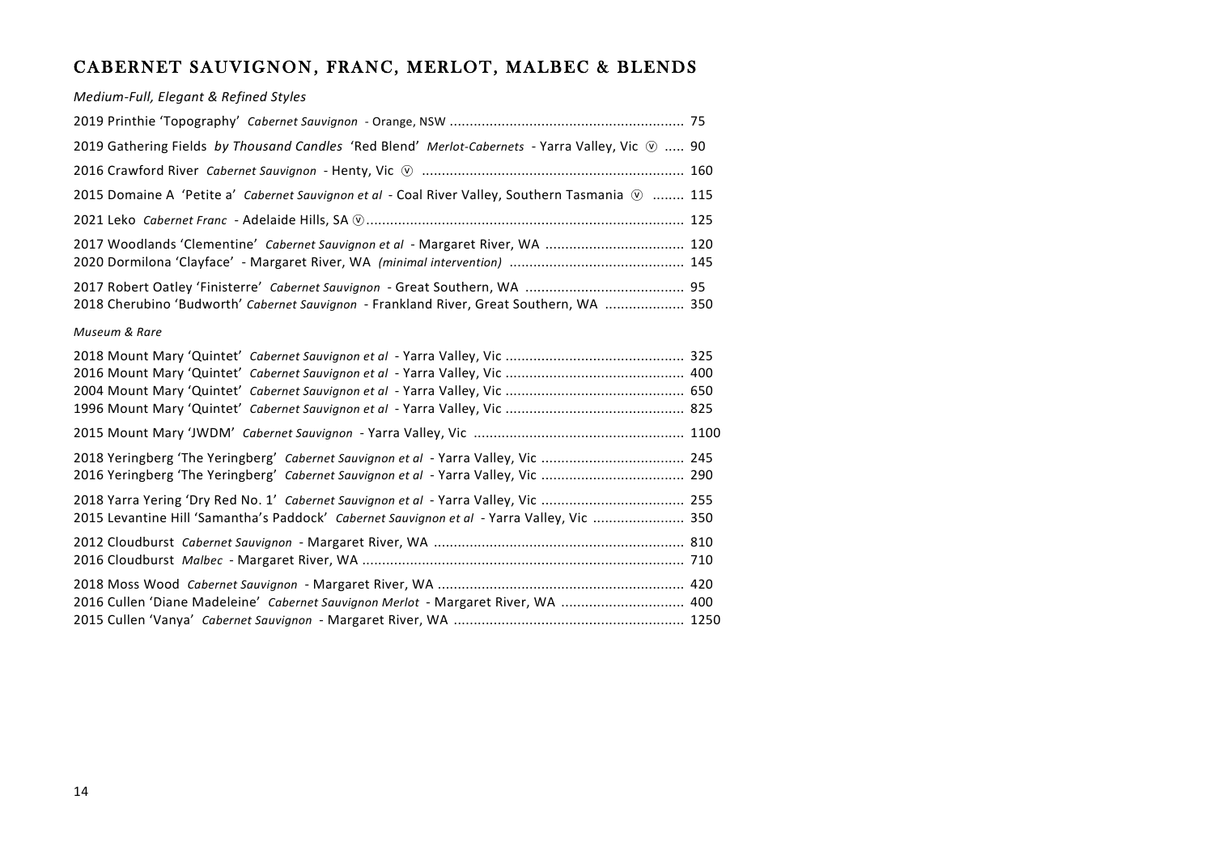## CABERNET SAUVIGNON, FRANC, MERLOT, MALBEC & BLENDS

*Medium-Full, Elegant & Refined Styles*

2019 Printhie 'Topography' *Cabernet Sauvignon* - Orange, NSW .......................................................... 75

2019 Gathering Fields *by Thousand Candles* 'Red Blend' *Merlot-Cabernets* - Yarra Valley, Vic ⓥ ..... 90

2016 Crawford River *Cabernet Sauvignon* - Henty, Vic ⓥ ................................................................. 160

2015 Domaine A 'Petite a' *Cabernet Sauvignon et al* - Coal River Valley, Southern Tasmania ⓥ ........ 115

2021 Leko *Cabernet Franc* - Adelaide Hills, SA ⓥ................................................................................ 125

2017 Woodlands 'Clementine' *Cabernet Sauvignon et al* - Margaret River, WA .................................. 120
2020 Dormilona 'Clayface' - Margaret River, WA *(minimal intervention)* ........................................... 145

2017 Robert Oatley 'Finisterre' *Cabernet Sauvignon* - Great Southern, WA ........................................ 95
2018 Cherubino 'Budworth' *Cabernet Sauvignon* - Frankland River, Great Southern, WA .................... 350

*Museum & Rare*

2018 Mount Mary 'Quintet' *Cabernet Sauvignon et al* - Yarra Valley, Vic ............................................ 325
2016 Mount Mary 'Quintet' *Cabernet Sauvignon et al* - Yarra Valley, Vic ............................................ 400
2004 Mount Mary 'Quintet' *Cabernet Sauvignon et al* - Yarra Valley, Vic ............................................ 650
1996 Mount Mary 'Quintet' *Cabernet Sauvignon et al* - Yarra Valley, Vic ............................................ 825

2015 Mount Mary 'JWDM' *Cabernet Sauvignon* - Yarra Valley, Vic .................................................... 1100

2018 Yeringberg 'The Yeringberg' *Cabernet Sauvignon et al* - Yarra Valley, Vic .................................... 245
2016 Yeringberg 'The Yeringberg' *Cabernet Sauvignon et al* - Yarra Valley, Vic .................................... 290

2018 Yarra Yering 'Dry Red No. 1' *Cabernet Sauvignon et al* - Yarra Valley, Vic .................................... 255
2015 Levantine Hill 'Samantha's Paddock' *Cabernet Sauvignon et al* - Yarra Valley, Vic ....................... 350

2012 Cloudburst *Cabernet Sauvignon* - Margaret River, WA .............................................................. 810
2016 Cloudburst *Malbec* - Margaret River, WA ................................................................................ 710

2018 Moss Wood *Cabernet Sauvignon* - Margaret River, WA ............................................................. 420
2016 Cullen 'Diane Madeleine' *Cabernet Sauvignon Merlot* - Margaret River, WA .............................. 400
2015 Cullen 'Vanya' *Cabernet Sauvignon* - Margaret River, WA ......................................................... 1250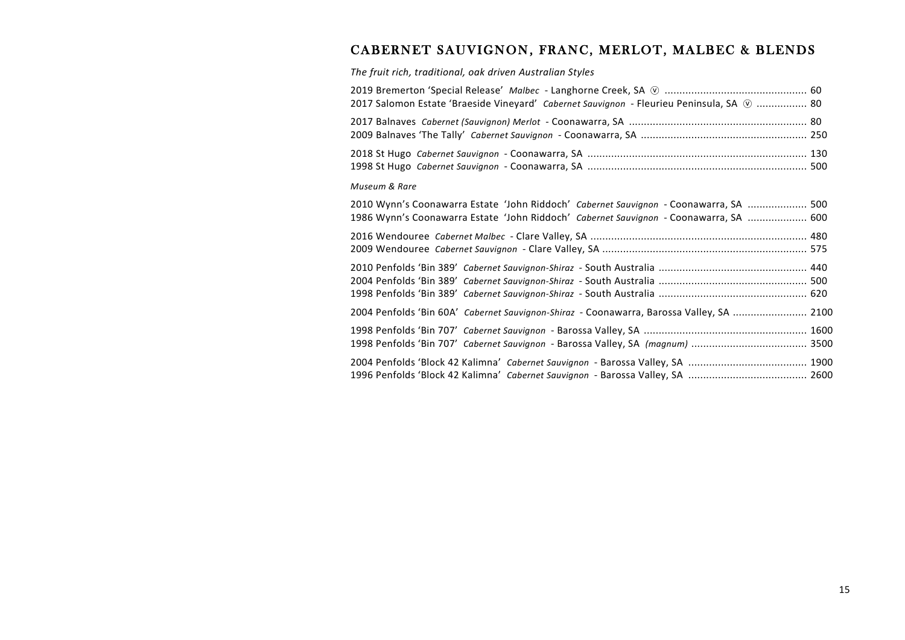## CABERNET SAUVIGNON, FRANC, MERLOT, MALBEC & BLENDS

*The fruit rich, traditional, oak driven Australian Styles*

2019 Bremerton 'Special Release' *Malbec* - Langhorne Creek, SA ⓥ ................................................ 60
2017 Salomon Estate 'Braeside Vineyard' *Cabernet Sauvignon* - Fleurieu Peninsula, SA ⓥ ................. 80

2017 Balnaves *Cabernet (Sauvignon) Merlot* - Coonawarra, SA ............................................................ 80
2009 Balnaves 'The Tally' *Cabernet Sauvignon* - Coonawarra, SA ........................................................ 250

2018 St Hugo *Cabernet Sauvignon* - Coonawarra, SA .......................................................................... 130
1998 St Hugo *Cabernet Sauvignon* - Coonawarra, SA .......................................................................... 500

*Museum & Rare*

2010 Wynn's Coonawarra Estate 'John Riddoch' *Cabernet Sauvignon* - Coonawarra, SA .................... 500
1986 Wynn's Coonawarra Estate 'John Riddoch' *Cabernet Sauvignon* - Coonawarra, SA .................... 600

2016 Wendouree *Cabernet Malbec* - Clare Valley, SA ......................................................................... 480
2009 Wendouree *Cabernet Sauvignon* - Clare Valley, SA ..................................................................... 575

2010 Penfolds 'Bin 389' *Cabernet Sauvignon-Shiraz* - South Australia .................................................. 440
2004 Penfolds 'Bin 389' *Cabernet Sauvignon-Shiraz* - South Australia .................................................. 500
1998 Penfolds 'Bin 389' *Cabernet Sauvignon-Shiraz* - South Australia .................................................. 620

2004 Penfolds 'Bin 60A' *Cabernet Sauvignon-Shiraz* - Coonawarra, Barossa Valley, SA ......................... 2100

1998 Penfolds 'Bin 707' *Cabernet Sauvignon* - Barossa Valley, SA ....................................................... 1600
1998 Penfolds 'Bin 707' *Cabernet Sauvignon* - Barossa Valley, SA *(magnum)* ....................................... 3500

2004 Penfolds 'Block 42 Kalimna' *Cabernet Sauvignon* - Barossa Valley, SA ........................................ 1900
1996 Penfolds 'Block 42 Kalimna' *Cabernet Sauvignon* - Barossa Valley, SA ........................................ 2600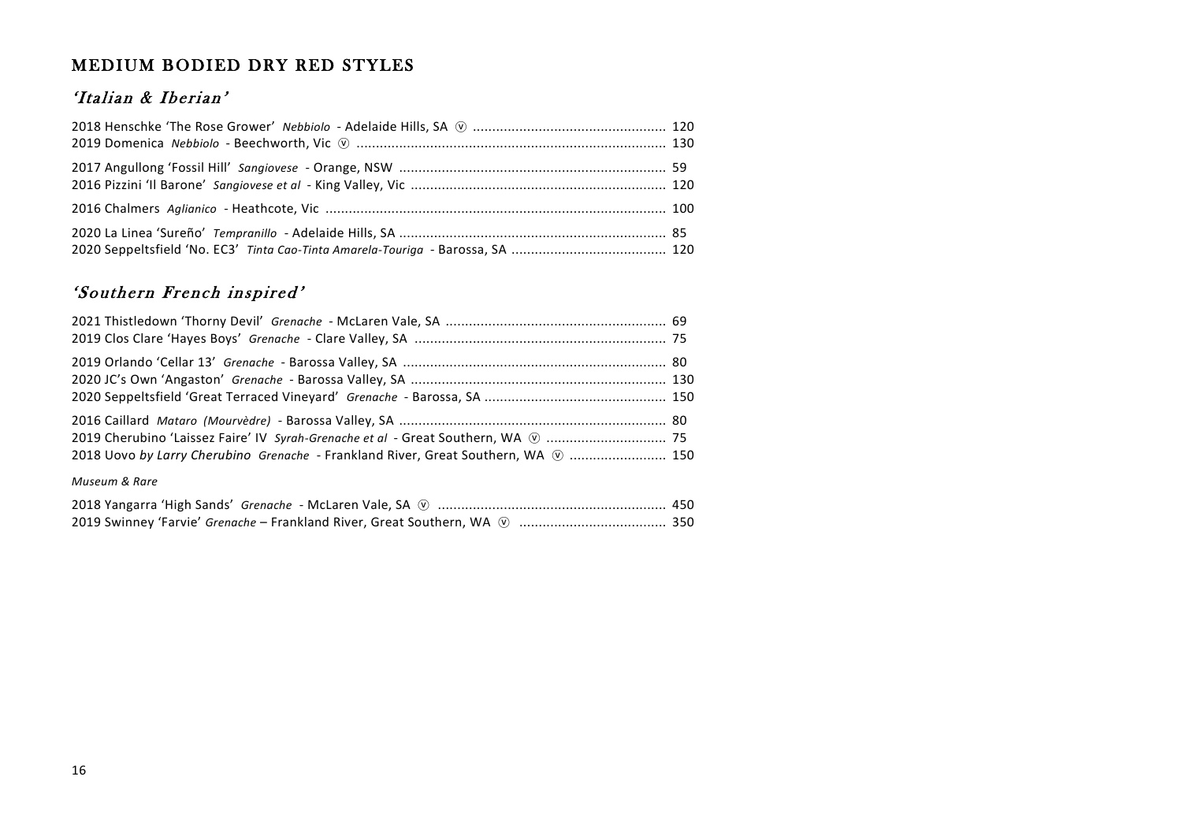## MEDIUM BODIED DRY RED STYLES

### *'Italian & Iberian'*

2018 Henschke 'The Rose Grower' *Nebbiolo* - Adelaide Hills, SA ⓥ .................................................. 120
2019 Domenica *Nebbiolo* - Beechworth, Vic ⓥ ................................................................................ 130

2017 Angullong 'Fossil Hill' *Sangiovese* - Orange, NSW ..................................................................... 59
2016 Pizzini 'Il Barone' *Sangiovese et al* - King Valley, Vic .................................................................. 120

2016 Chalmers *Aglianico* - Heathcote, Vic ....................................................................................... 100

2020 La Linea 'Sureño' *Tempranillo* - Adelaide Hills, SA ..................................................................... 85
2020 Seppeltsfield 'No. EC3' *Tinta Cao-Tinta Amarela-Touriga* - Barossa, SA ........................................ 120

### *'Southern French inspired'*

2021 Thistledown 'Thorny Devil' *Grenache* - McLaren Vale, SA ......................................................... 69
2019 Clos Clare 'Hayes Boys' *Grenache* - Clare Valley, SA ................................................................. 75

2019 Orlando 'Cellar 13' *Grenache* - Barossa Valley, SA .................................................................... 80
2020 JC's Own 'Angaston' *Grenache* - Barossa Valley, SA .................................................................. 130
2020 Seppeltsfield 'Great Terraced Vineyard' *Grenache* - Barossa, SA ............................................... 150

2016 Caillard *Mataro (Mourvèdre)* - Barossa Valley, SA ..................................................................... 80
2019 Cherubino 'Laissez Faire' IV *Syrah-Grenache et al* - Great Southern, WA ⓥ ............................... 75
2018 Uovo *by Larry Cherubino* *Grenache* - Frankland River, Great Southern, WA ⓥ ......................... 150

*Museum & Rare*

2018 Yangarra 'High Sands' *Grenache* - McLaren Vale, SA ⓥ ........................................................... 450
2019 Swinney 'Farvie' *Grenache* – Frankland River, Great Southern, WA ⓥ ...................................... 350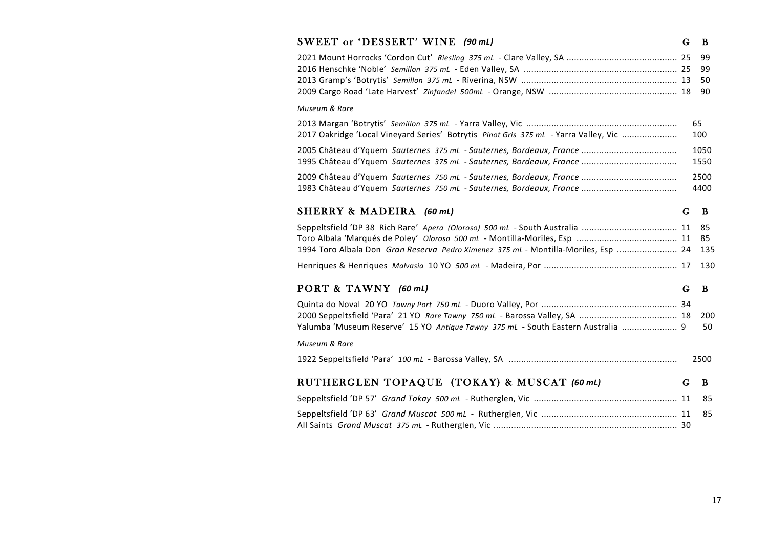## SWEET or 'DESSERT' WINE *(90 mL)*

| Wine | G | B |
|---|---|---|
| 2021 Mount Horrocks 'Cordon Cut' *Riesling 375 mL* - Clare Valley, SA | 25 | 99 |
| 2016 Henschke 'Noble' *Semillon 375 mL* - Eden Valley, SA | 25 | 99 |
| 2013 Gramp's 'Botrytis' *Semillon 375 mL* - Riverina, NSW | 13 | 50 |
| 2009 Cargo Road 'Late Harvest' *Zinfandel 500mL* - Orange, NSW | 18 | 90 |

*Museum & Rare*

| Wine | G | B |
|---|---|---|
| 2013 Margan 'Botrytis' *Semillon 375 mL* - Yarra Valley, Vic | | 65 |
| 2017 Oakridge 'Local Vineyard Series' Botrytis *Pinot Gris 375 mL* - Yarra Valley, Vic | | 100 |
| 2005 Château d'Yquem *Sauternes 375 mL - Sauternes, Bordeaux, France* | | 1050 |
| 1995 Château d'Yquem *Sauternes 375 mL - Sauternes, Bordeaux, France* | | 1550 |
| 2009 Château d'Yquem *Sauternes 750 mL - Sauternes, Bordeaux, France* | | 2500 |
| 1983 Château d'Yquem *Sauternes 750 mL - Sauternes, Bordeaux, France* | | 4400 |

## SHERRY & MADEIRA *(60 mL)*

| Wine | G | B |
|---|---|---|
| Seppeltsfield 'DP 38 Rich Rare' *Apera (Oloroso) 500 mL* - South Australia | 11 | 85 |
| Toro Albala 'Marqués de Poley' *Oloroso 500 mL* - Montilla-Moriles, Esp | 11 | 85 |
| 1994 Toro Albala Don *Gran Reserva Pedro Ximenez 375 mL* - Montilla-Moriles, Esp | 24 | 135 |
| Henriques & Henriques *Malvasia* 10 YO *500 mL* - Madeira, Por | 17 | 130 |

## PORT & TAWNY *(60 mL)*

| Wine | G | B |
|---|---|---|
| Quinta do Noval 20 YO *Tawny Port 750 mL* - Duoro Valley, Por | 34 | |
| 2000 Seppeltsfield 'Para' 21 YO *Rare Tawny 750 mL* - Barossa Valley, SA | 18 | 200 |
| Yalumba 'Museum Reserve' 15 YO *Antique Tawny 375 mL* - South Eastern Australia | 9 | 50 |

*Museum & Rare*

| Wine | G | B |
|---|---|---|
| 1922 Seppeltsfield 'Para' *100 mL* - Barossa Valley, SA | | 2500 |

## RUTHERGLEN TOPAQUE (TOKAY) & MUSCAT *(60 mL)*

| Wine | G | B |
|---|---|---|
| Seppeltsfield 'DP 57' *Grand Tokay 500 mL* - Rutherglen, Vic | 11 | 85 |
| Seppeltsfield 'DP 63' *Grand Muscat 500 mL* - Rutherglen, Vic | 11 | 85 |
| All Saints *Grand Muscat 375 mL* - Rutherglen, Vic | 30 | |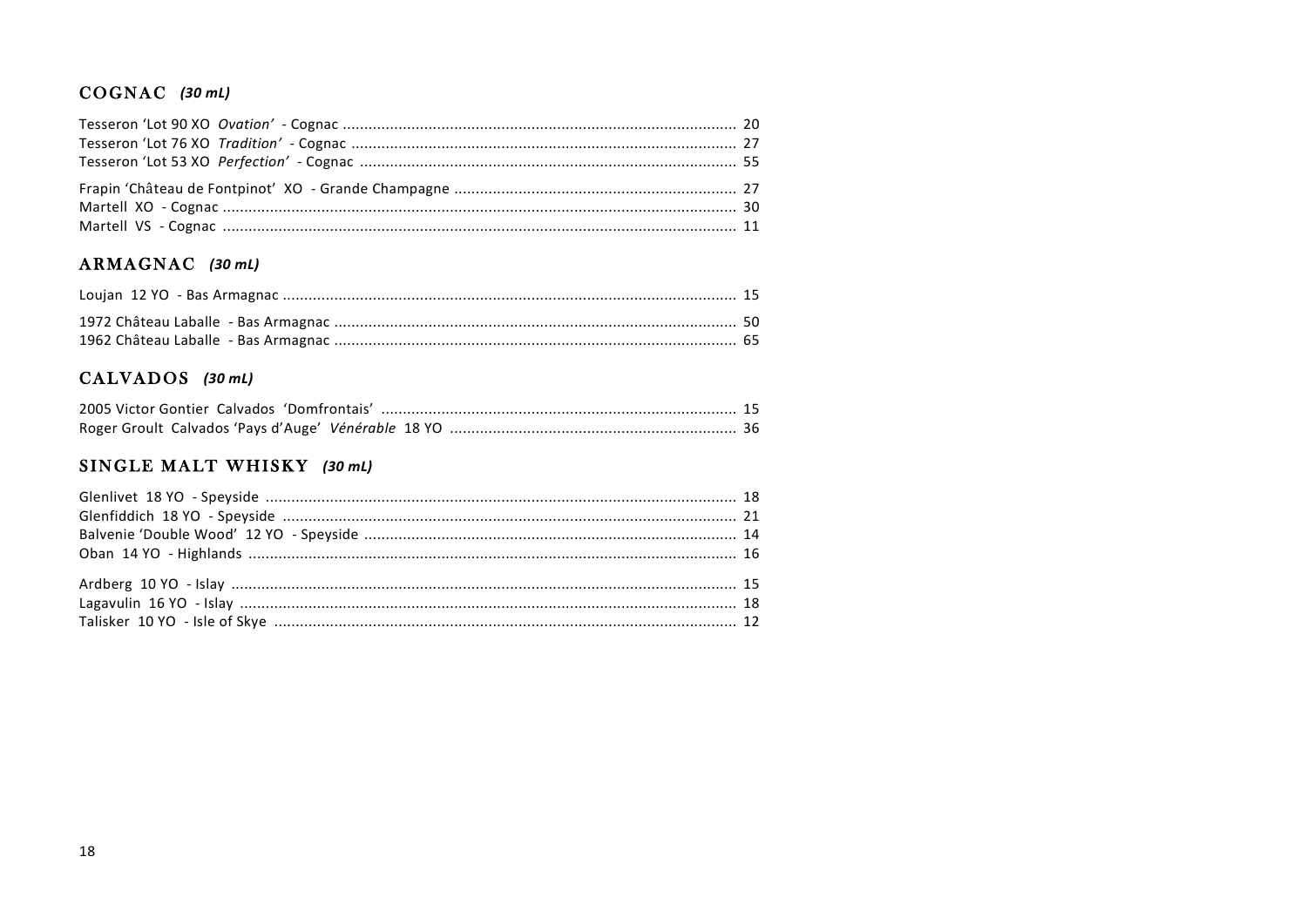## COGNAC *(30 mL)*

Tesseron 'Lot 90 XO *Ovation'* - Cognac .......... 20
Tesseron 'Lot 76 XO *Tradition'* - Cognac .......... 27
Tesseron 'Lot 53 XO *Perfection'* - Cognac .......... 55

Frapin 'Château de Fontpinot' XO - Grande Champagne .......... 27
Martell XO - Cognac .......... 30
Martell VS - Cognac .......... 11

## ARMAGNAC *(30 mL)*

Loujan 12 YO - Bas Armagnac .......... 15

1972 Château Laballe - Bas Armagnac .......... 50
1962 Château Laballe - Bas Armagnac .......... 65

## CALVADOS *(30 mL)*

2005 Victor Gontier Calvados 'Domfrontais' .......... 15
Roger Groult Calvados 'Pays d'Auge' *Vénérable* 18 YO .......... 36

## SINGLE MALT WHISKY *(30 mL)*

Glenlivet 18 YO - Speyside .......... 18
Glenfiddich 18 YO - Speyside .......... 21
Balvenie 'Double Wood' 12 YO - Speyside .......... 14
Oban 14 YO - Highlands .......... 16

Ardberg 10 YO - Islay .......... 15
Lagavulin 16 YO - Islay .......... 18
Talisker 10 YO - Isle of Skye .......... 12